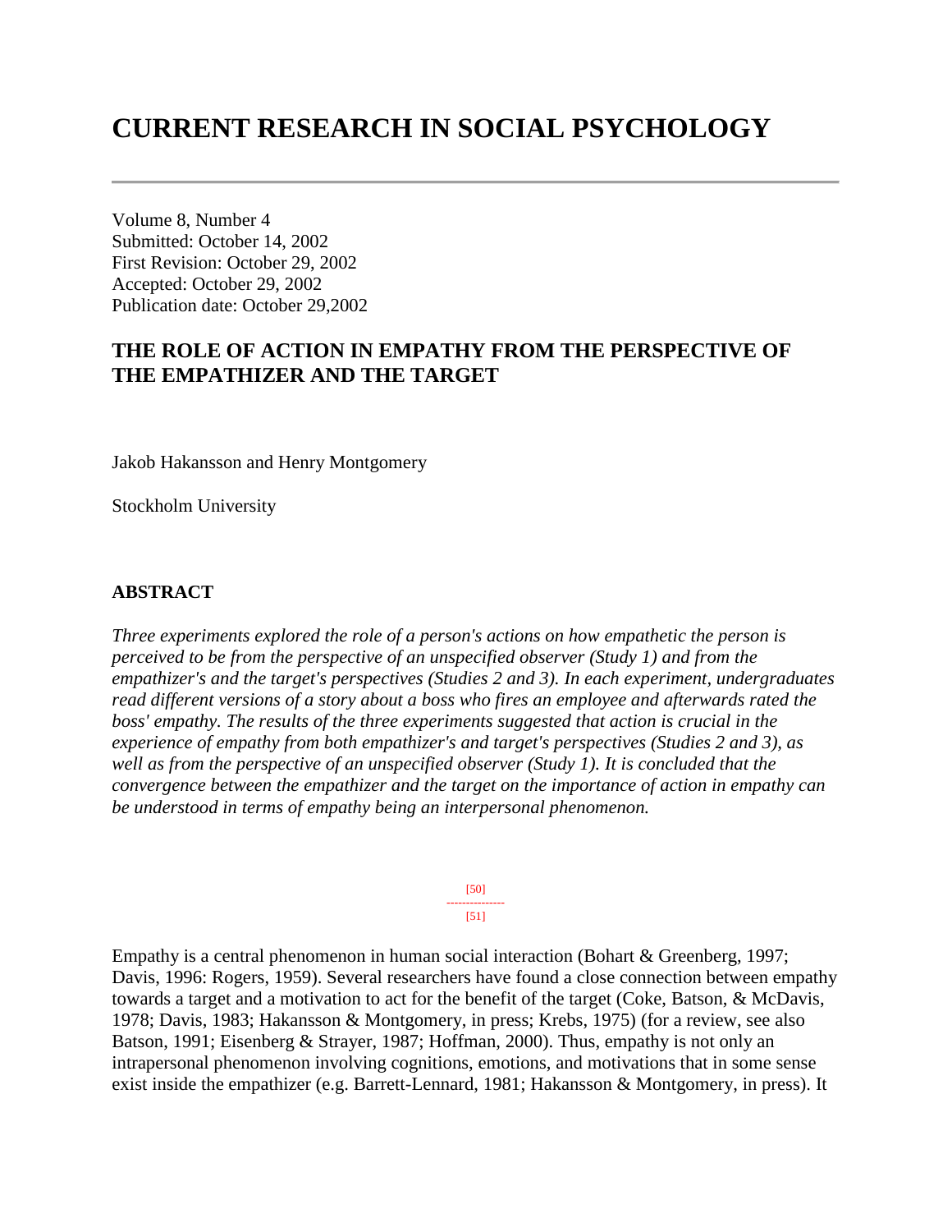# CURRENT RESEARCH IN SOCIAL PSYCHOLOGY

Volume 8, Number 4
Submitted: October 14, 2002
First Revision: October 29, 2002
Accepted: October 29, 2002
Publication date: October 29,2002

## THE ROLE OF ACTION IN EMPATHY FROM THE PERSPECTIVE OF THE EMPATHIZER AND THE TARGET

Jakob Hakansson and Henry Montgomery

Stockholm University

### ABSTRACT

*Three experiments explored the role of a person's actions on how empathetic the person is perceived to be from the perspective of an unspecified observer (Study 1) and from the empathizer's and the target's perspectives (Studies 2 and 3). In each experiment, undergraduates read different versions of a story about a boss who fires an employee and afterwards rated the boss' empathy. The results of the three experiments suggested that action is crucial in the experience of empathy from both empathizer's and target's perspectives (Studies 2 and 3), as well as from the perspective of an unspecified observer (Study 1). It is concluded that the convergence between the empathizer and the target on the importance of action in empathy can be understood in terms of empathy being an interpersonal phenomenon.*

Empathy is a central phenomenon in human social interaction (Bohart & Greenberg, 1997; Davis, 1996: Rogers, 1959). Several researchers have found a close connection between empathy towards a target and a motivation to act for the benefit of the target (Coke, Batson, & McDavis, 1978; Davis, 1983; Hakansson & Montgomery, in press; Krebs, 1975) (for a review, see also Batson, 1991; Eisenberg & Strayer, 1987; Hoffman, 2000). Thus, empathy is not only an intrapersonal phenomenon involving cognitions, emotions, and motivations that in some sense exist inside the empathizer (e.g. Barrett-Lennard, 1981; Hakansson & Montgomery, in press). It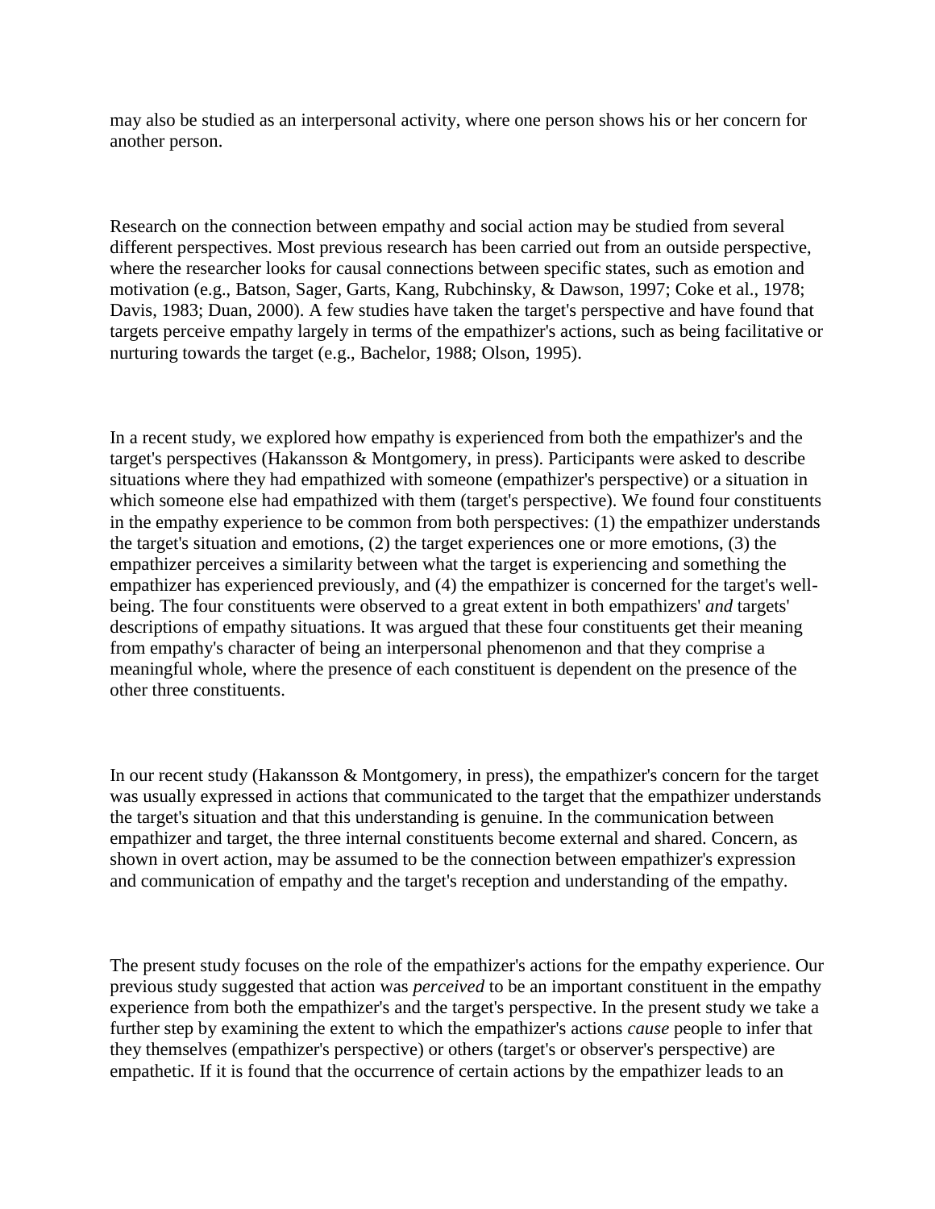may also be studied as an interpersonal activity, where one person shows his or her concern for another person.

Research on the connection between empathy and social action may be studied from several different perspectives. Most previous research has been carried out from an outside perspective, where the researcher looks for causal connections between specific states, such as emotion and motivation (e.g., Batson, Sager, Garts, Kang, Rubchinsky, & Dawson, 1997; Coke et al., 1978; Davis, 1983; Duan, 2000). A few studies have taken the target's perspective and have found that targets perceive empathy largely in terms of the empathizer's actions, such as being facilitative or nurturing towards the target (e.g., Bachelor, 1988; Olson, 1995).

In a recent study, we explored how empathy is experienced from both the empathizer's and the target's perspectives (Hakansson & Montgomery, in press). Participants were asked to describe situations where they had empathized with someone (empathizer's perspective) or a situation in which someone else had empathized with them (target's perspective). We found four constituents in the empathy experience to be common from both perspectives: (1) the empathizer understands the target's situation and emotions, (2) the target experiences one or more emotions, (3) the empathizer perceives a similarity between what the target is experiencing and something the empathizer has experienced previously, and (4) the empathizer is concerned for the target's well-being. The four constituents were observed to a great extent in both empathizers' *and* targets' descriptions of empathy situations. It was argued that these four constituents get their meaning from empathy's character of being an interpersonal phenomenon and that they comprise a meaningful whole, where the presence of each constituent is dependent on the presence of the other three constituents.

In our recent study (Hakansson & Montgomery, in press), the empathizer's concern for the target was usually expressed in actions that communicated to the target that the empathizer understands the target's situation and that this understanding is genuine. In the communication between empathizer and target, the three internal constituents become external and shared. Concern, as shown in overt action, may be assumed to be the connection between empathizer's expression and communication of empathy and the target's reception and understanding of the empathy.

The present study focuses on the role of the empathizer's actions for the empathy experience. Our previous study suggested that action was *perceived* to be an important constituent in the empathy experience from both the empathizer's and the target's perspective. In the present study we take a further step by examining the extent to which the empathizer's actions *cause* people to infer that they themselves (empathizer's perspective) or others (target's or observer's perspective) are empathetic. If it is found that the occurrence of certain actions by the empathizer leads to an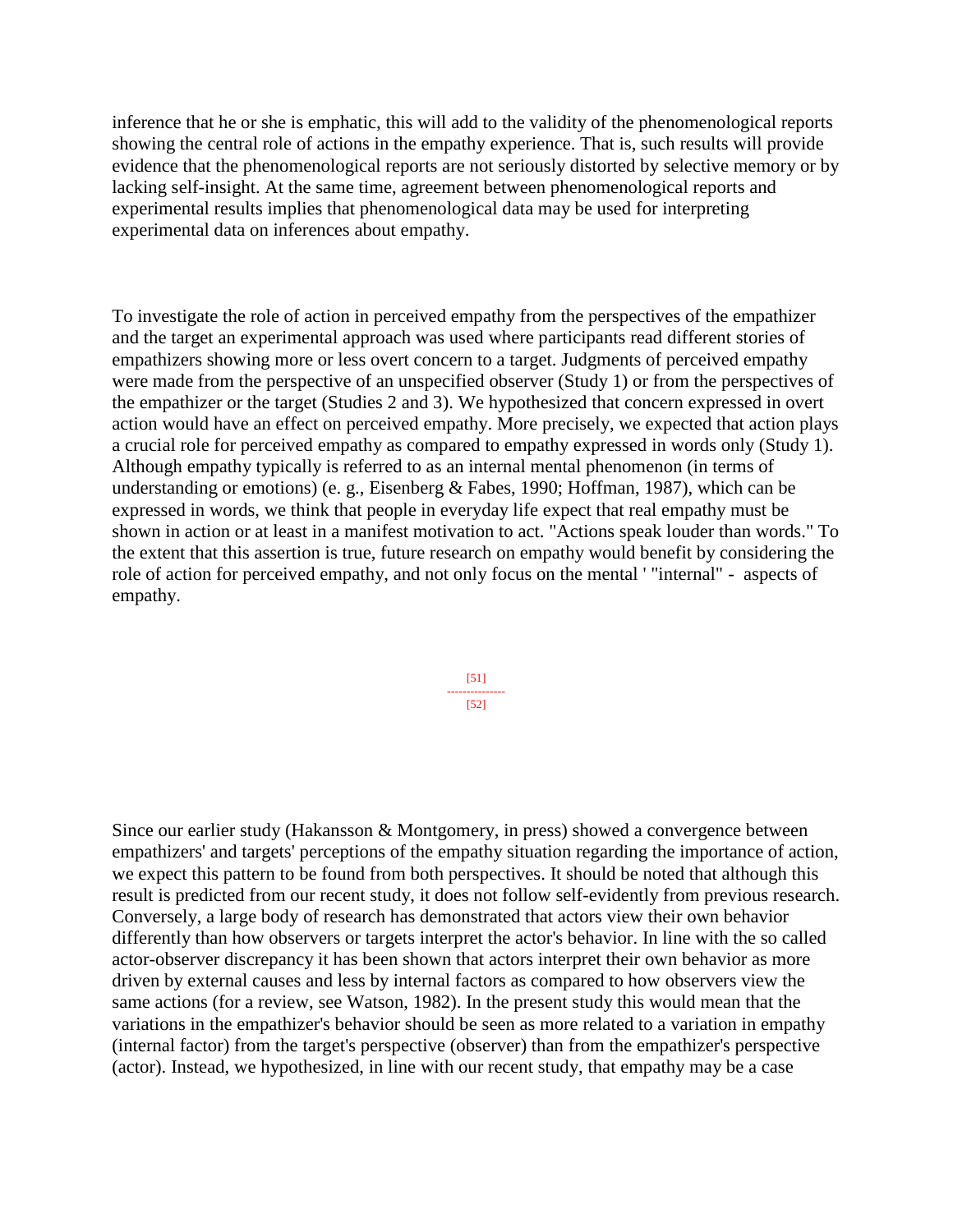inference that he or she is emphatic, this will add to the validity of the phenomenological reports showing the central role of actions in the empathy experience. That is, such results will provide evidence that the phenomenological reports are not seriously distorted by selective memory or by lacking self-insight. At the same time, agreement between phenomenological reports and experimental results implies that phenomenological data may be used for interpreting experimental data on inferences about empathy.

To investigate the role of action in perceived empathy from the perspectives of the empathizer and the target an experimental approach was used where participants read different stories of empathizers showing more or less overt concern to a target. Judgments of perceived empathy were made from the perspective of an unspecified observer (Study 1) or from the perspectives of the empathizer or the target (Studies 2 and 3). We hypothesized that concern expressed in overt action would have an effect on perceived empathy. More precisely, we expected that action plays a crucial role for perceived empathy as compared to empathy expressed in words only (Study 1). Although empathy typically is referred to as an internal mental phenomenon (in terms of understanding or emotions) (e. g., Eisenberg & Fabes, 1990; Hoffman, 1987), which can be expressed in words, we think that people in everyday life expect that real empathy must be shown in action or at least in a manifest motivation to act. "Actions speak louder than words." To the extent that this assertion is true, future research on empathy would benefit by considering the role of action for perceived empathy, and not only focus on the mental ' "internal" - aspects of empathy.

[51]
---------------
[52]

Since our earlier study (Hakansson & Montgomery, in press) showed a convergence between empathizers' and targets' perceptions of the empathy situation regarding the importance of action, we expect this pattern to be found from both perspectives. It should be noted that although this result is predicted from our recent study, it does not follow self-evidently from previous research. Conversely, a large body of research has demonstrated that actors view their own behavior differently than how observers or targets interpret the actor's behavior. In line with the so called actor-observer discrepancy it has been shown that actors interpret their own behavior as more driven by external causes and less by internal factors as compared to how observers view the same actions (for a review, see Watson, 1982). In the present study this would mean that the variations in the empathizer's behavior should be seen as more related to a variation in empathy (internal factor) from the target's perspective (observer) than from the empathizer's perspective (actor). Instead, we hypothesized, in line with our recent study, that empathy may be a case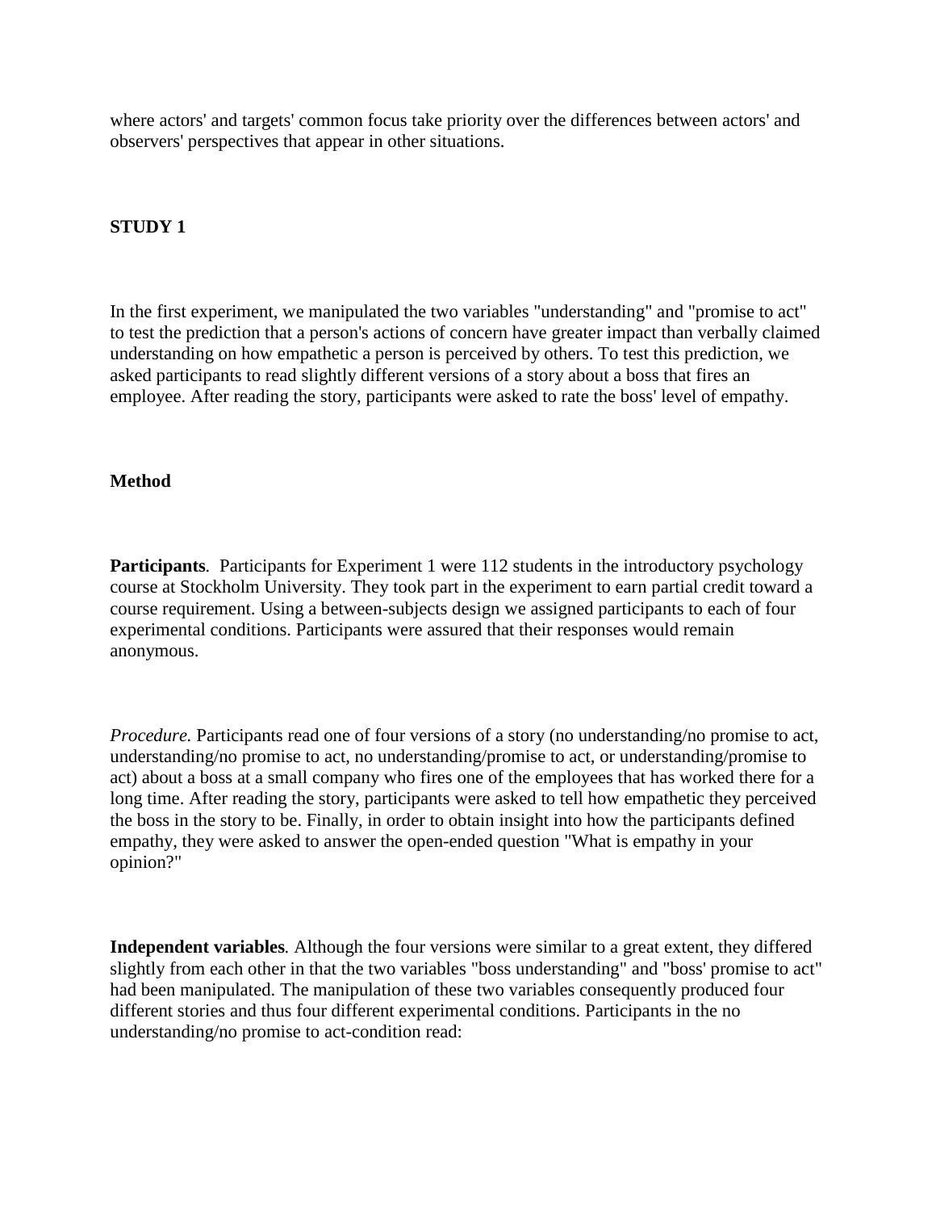where actors' and targets' common focus take priority over the differences between actors' and observers' perspectives that appear in other situations.

## STUDY 1

In the first experiment, we manipulated the two variables "understanding" and "promise to act" to test the prediction that a person's actions of concern have greater impact than verbally claimed understanding on how empathetic a person is perceived by others. To test this prediction, we asked participants to read slightly different versions of a story about a boss that fires an employee. After reading the story, participants were asked to rate the boss' level of empathy.

### Method

**Participants**. Participants for Experiment 1 were 112 students in the introductory psychology course at Stockholm University. They took part in the experiment to earn partial credit toward a course requirement. Using a between-subjects design we assigned participants to each of four experimental conditions. Participants were assured that their responses would remain anonymous.

*Procedure.* Participants read one of four versions of a story (no understanding/no promise to act, understanding/no promise to act, no understanding/promise to act, or understanding/promise to act) about a boss at a small company who fires one of the employees that has worked there for a long time. After reading the story, participants were asked to tell how empathetic they perceived the boss in the story to be. Finally, in order to obtain insight into how the participants defined empathy, they were asked to answer the open-ended question "What is empathy in your opinion?"

**Independent variables***.* Although the four versions were similar to a great extent, they differed slightly from each other in that the two variables "boss understanding" and "boss' promise to act" had been manipulated. The manipulation of these two variables consequently produced four different stories and thus four different experimental conditions. Participants in the no understanding/no promise to act-condition read: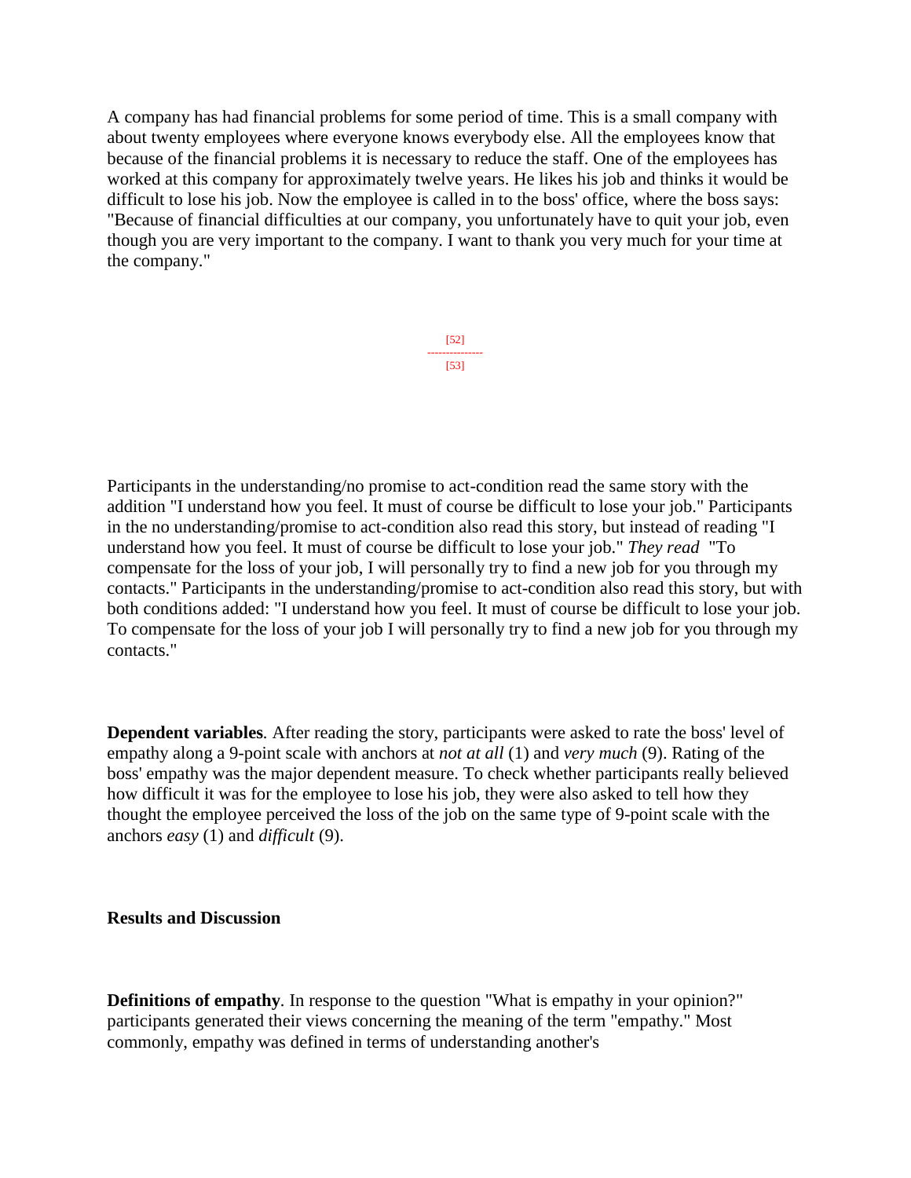A company has had financial problems for some period of time. This is a small company with about twenty employees where everyone knows everybody else. All the employees know that because of the financial problems it is necessary to reduce the staff. One of the employees has worked at this company for approximately twelve years. He likes his job and thinks it would be difficult to lose his job. Now the employee is called in to the boss' office, where the boss says: "Because of financial difficulties at our company, you unfortunately have to quit your job, even though you are very important to the company. I want to thank you very much for your time at the company."

Participants in the understanding/no promise to act-condition read the same story with the addition "I understand how you feel. It must of course be difficult to lose your job." Participants in the no understanding/promise to act-condition also read this story, but instead of reading "I understand how you feel. It must of course be difficult to lose your job." *They read* "To compensate for the loss of your job, I will personally try to find a new job for you through my contacts." Participants in the understanding/promise to act-condition also read this story, but with both conditions added: "I understand how you feel. It must of course be difficult to lose your job. To compensate for the loss of your job I will personally try to find a new job for you through my contacts."

**Dependent variables**. After reading the story, participants were asked to rate the boss' level of empathy along a 9-point scale with anchors at *not at all* (1) and *very much* (9). Rating of the boss' empathy was the major dependent measure. To check whether participants really believed how difficult it was for the employee to lose his job, they were also asked to tell how they thought the employee perceived the loss of the job on the same type of 9-point scale with the anchors *easy* (1) and *difficult* (9).

## Results and Discussion

**Definitions of empathy**. In response to the question "What is empathy in your opinion?" participants generated their views concerning the meaning of the term "empathy." Most commonly, empathy was defined in terms of understanding another's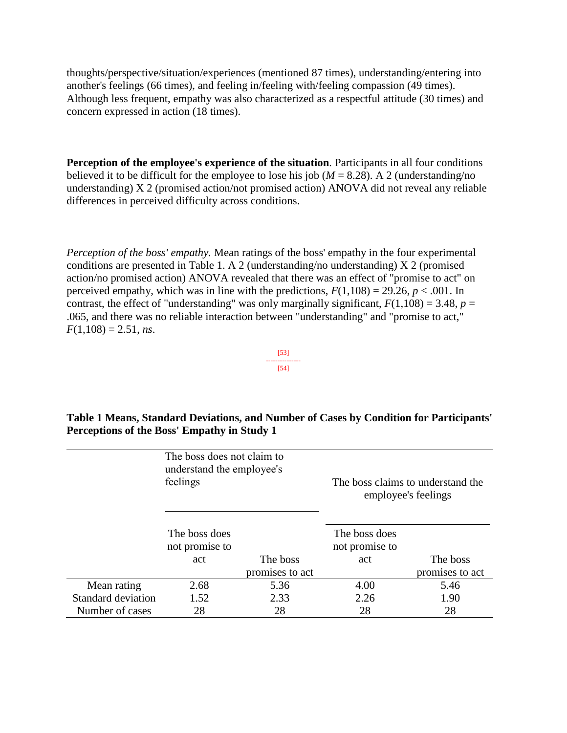thoughts/perspective/situation/experiences (mentioned 87 times), understanding/entering into another's feelings (66 times), and feeling in/feeling with/feeling compassion (49 times). Although less frequent, empathy was also characterized as a respectful attitude (30 times) and concern expressed in action (18 times).

**Perception of the employee's experience of the situation**. Participants in all four conditions believed it to be difficult for the employee to lose his job ($M = 8.28$). A 2 (understanding/no understanding) X 2 (promised action/not promised action) ANOVA did not reveal any reliable differences in perceived difficulty across conditions.

*Perception of the boss' empathy.* Mean ratings of the boss' empathy in the four experimental conditions are presented in Table 1. A 2 (understanding/no understanding) X 2 (promised action/no promised action) ANOVA revealed that there was an effect of "promise to act" on perceived empathy, which was in line with the predictions, $F(1,108) = 29.26$, $p < .001$. In contrast, the effect of "understanding" was only marginally significant, $F(1,108) = 3.48$, $p = .065$, and there was no reliable interaction between "understanding" and "promise to act," $F(1,108) = 2.51$, *ns*.

[53]
---------------
[54]

**Table 1 Means, Standard Deviations, and Number of Cases by Condition for Participants' Perceptions of the Boss' Empathy in Study 1**

| | The boss does not claim to understand the employee's feelings | | The boss claims to understand the employee's feelings | |
|---|---|---|---|---|
| | The boss does not promise to act | The boss promises to act | The boss does not promise to act | The boss promises to act |
| Mean rating | 2.68 | 5.36 | 4.00 | 5.46 |
| Standard deviation | 1.52 | 2.33 | 2.26 | 1.90 |
| Number of cases | 28 | 28 | 28 | 28 |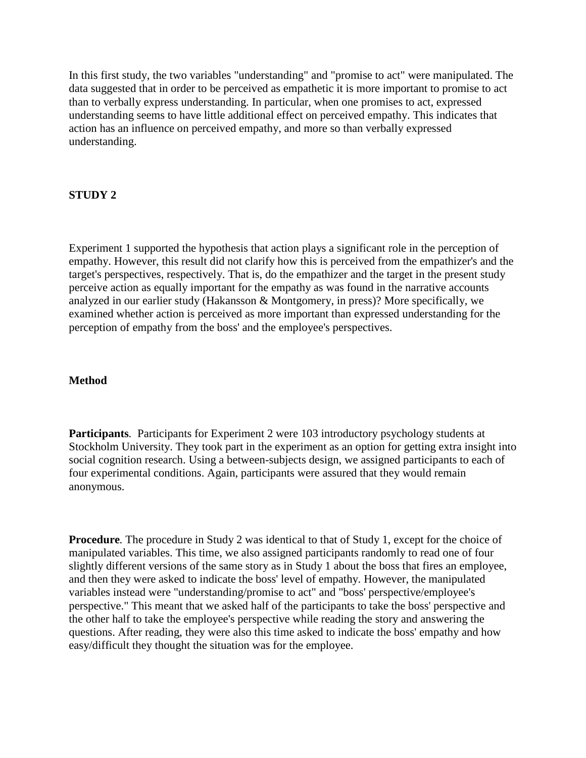In this first study, the two variables "understanding" and "promise to act" were manipulated. The data suggested that in order to be perceived as empathetic it is more important to promise to act than to verbally express understanding. In particular, when one promises to act, expressed understanding seems to have little additional effect on perceived empathy. This indicates that action has an influence on perceived empathy, and more so than verbally expressed understanding.

## STUDY 2

Experiment 1 supported the hypothesis that action plays a significant role in the perception of empathy. However, this result did not clarify how this is perceived from the empathizer's and the target's perspectives, respectively. That is, do the empathizer and the target in the present study perceive action as equally important for the empathy as was found in the narrative accounts analyzed in our earlier study (Hakansson & Montgomery, in press)? More specifically, we examined whether action is perceived as more important than expressed understanding for the perception of empathy from the boss' and the employee's perspectives.

### Method

**Participants***.* Participants for Experiment 2 were 103 introductory psychology students at Stockholm University. They took part in the experiment as an option for getting extra insight into social cognition research. Using a between-subjects design, we assigned participants to each of four experimental conditions. Again, participants were assured that they would remain anonymous.

**Procedure***.* The procedure in Study 2 was identical to that of Study 1, except for the choice of manipulated variables. This time, we also assigned participants randomly to read one of four slightly different versions of the same story as in Study 1 about the boss that fires an employee, and then they were asked to indicate the boss' level of empathy. However, the manipulated variables instead were "understanding/promise to act" and "boss' perspective/employee's perspective." This meant that we asked half of the participants to take the boss' perspective and the other half to take the employee's perspective while reading the story and answering the questions. After reading, they were also this time asked to indicate the boss' empathy and how easy/difficult they thought the situation was for the employee.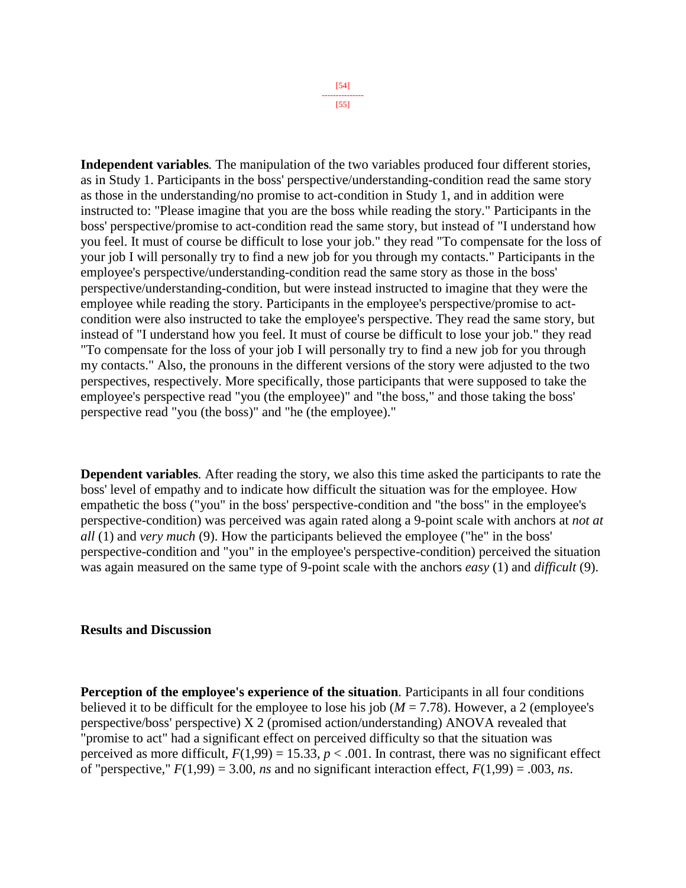**Independent variables***.* The manipulation of the two variables produced four different stories, as in Study 1. Participants in the boss' perspective/understanding-condition read the same story as those in the understanding/no promise to act-condition in Study 1, and in addition were instructed to: "Please imagine that you are the boss while reading the story." Participants in the boss' perspective/promise to act-condition read the same story, but instead of "I understand how you feel. It must of course be difficult to lose your job." they read "To compensate for the loss of your job I will personally try to find a new job for you through my contacts." Participants in the employee's perspective/understanding-condition read the same story as those in the boss' perspective/understanding-condition, but were instead instructed to imagine that they were the employee while reading the story. Participants in the employee's perspective/promise to act-condition were also instructed to take the employee's perspective. They read the same story, but instead of "I understand how you feel. It must of course be difficult to lose your job." they read "To compensate for the loss of your job I will personally try to find a new job for you through my contacts." Also, the pronouns in the different versions of the story were adjusted to the two perspectives, respectively. More specifically, those participants that were supposed to take the employee's perspective read "you (the employee)" and "the boss," and those taking the boss' perspective read "you (the boss)" and "he (the employee)."

**Dependent variables***.* After reading the story, we also this time asked the participants to rate the boss' level of empathy and to indicate how difficult the situation was for the employee. How empathetic the boss ("you" in the boss' perspective-condition and "the boss" in the employee's perspective-condition) was perceived was again rated along a 9-point scale with anchors at *not at all* (1) and *very much* (9). How the participants believed the employee ("he" in the boss' perspective-condition and "you" in the employee's perspective-condition) perceived the situation was again measured on the same type of 9-point scale with the anchors *easy* (1) and *difficult* (9).

## Results and Discussion

**Perception of the employee's experience of the situation**. Participants in all four conditions believed it to be difficult for the employee to lose his job ($M = 7.78$). However, a 2 (employee's perspective/boss' perspective) X 2 (promised action/understanding) ANOVA revealed that "promise to act" had a significant effect on perceived difficulty so that the situation was perceived as more difficult, $F(1,99) = 15.33$, $p < .001$. In contrast, there was no significant effect of "perspective," $F(1,99) = 3.00$, *ns* and no significant interaction effect, $F(1,99) = .003$, *ns*.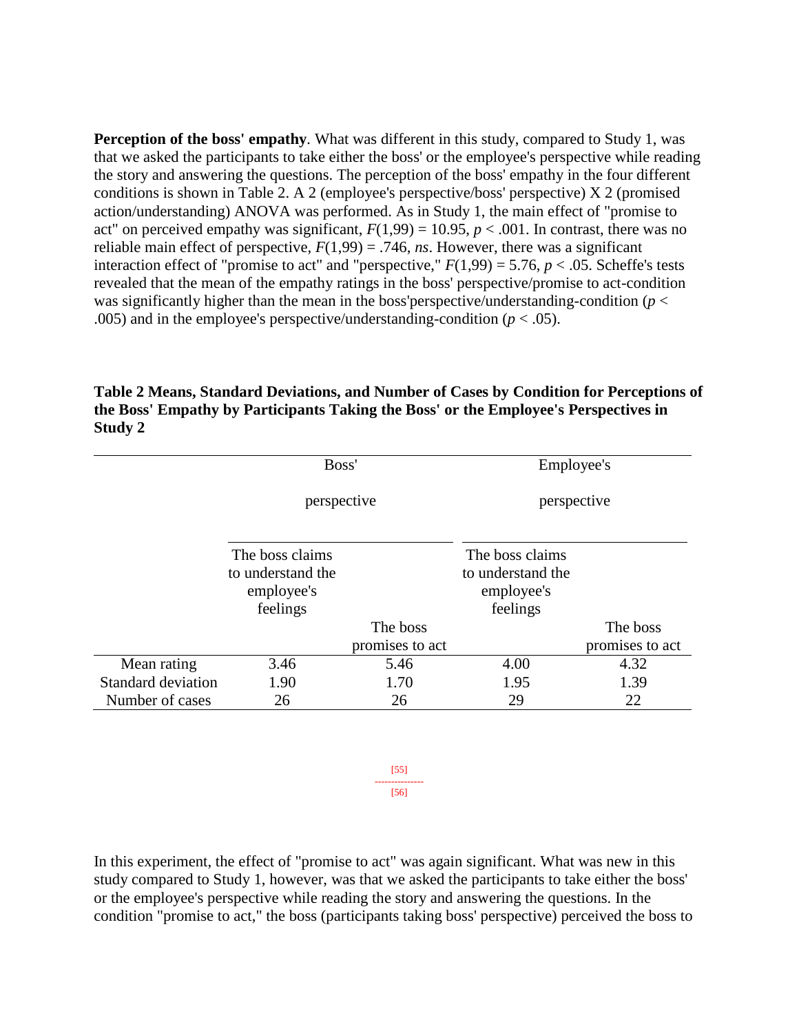**Perception of the boss' empathy**. What was different in this study, compared to Study 1, was that we asked the participants to take either the boss' or the employee's perspective while reading the story and answering the questions. The perception of the boss' empathy in the four different conditions is shown in Table 2. A 2 (employee's perspective/boss' perspective) X 2 (promised action/understanding) ANOVA was performed. As in Study 1, the main effect of "promise to act" on perceived empathy was significant, $F(1,99) = 10.95$, $p < .001$. In contrast, there was no reliable main effect of perspective, $F(1,99) = .746$, *ns*. However, there was a significant interaction effect of "promise to act" and "perspective," $F(1,99) = 5.76$, $p < .05$. Scheffe's tests revealed that the mean of the empathy ratings in the boss' perspective/promise to act-condition was significantly higher than the mean in the boss'perspective/understanding-condition ($p < .005$) and in the employee's perspective/understanding-condition ($p < .05$).

**Table 2 Means, Standard Deviations, and Number of Cases by Condition for Perceptions of the Boss' Empathy by Participants Taking the Boss' or the Employee's Perspectives in Study 2**

| | Boss' perspective | | Employee's perspective | |
|---|---|---|---|---|
| | The boss claims to understand the employee's feelings | The boss promises to act | The boss claims to understand the employee's feelings | The boss promises to act |
| Mean rating | 3.46 | 5.46 | 4.00 | 4.32 |
| Standard deviation | 1.90 | 1.70 | 1.95 | 1.39 |
| Number of cases | 26 | 26 | 29 | 22 |

In this experiment, the effect of "promise to act" was again significant. What was new in this study compared to Study 1, however, was that we asked the participants to take either the boss' or the employee's perspective while reading the story and answering the questions. In the condition "promise to act," the boss (participants taking boss' perspective) perceived the boss to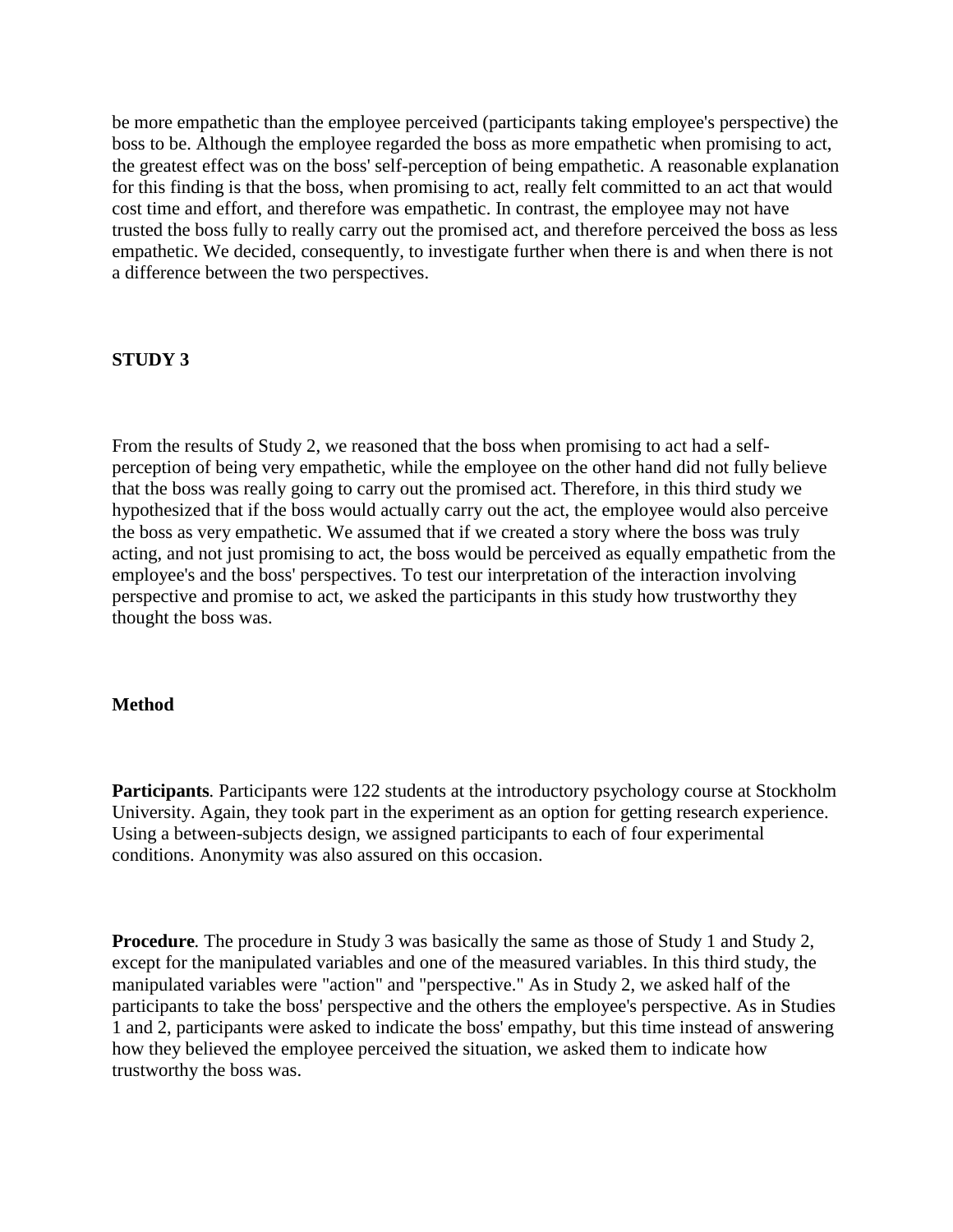be more empathetic than the employee perceived (participants taking employee's perspective) the boss to be. Although the employee regarded the boss as more empathetic when promising to act, the greatest effect was on the boss' self-perception of being empathetic. A reasonable explanation for this finding is that the boss, when promising to act, really felt committed to an act that would cost time and effort, and therefore was empathetic. In contrast, the employee may not have trusted the boss fully to really carry out the promised act, and therefore perceived the boss as less empathetic. We decided, consequently, to investigate further when there is and when there is not a difference between the two perspectives.

## STUDY 3

From the results of Study 2, we reasoned that the boss when promising to act had a self-perception of being very empathetic, while the employee on the other hand did not fully believe that the boss was really going to carry out the promised act. Therefore, in this third study we hypothesized that if the boss would actually carry out the act, the employee would also perceive the boss as very empathetic. We assumed that if we created a story where the boss was truly acting, and not just promising to act, the boss would be perceived as equally empathetic from the employee's and the boss' perspectives. To test our interpretation of the interaction involving perspective and promise to act, we asked the participants in this study how trustworthy they thought the boss was.

### Method

**Participants**. Participants were 122 students at the introductory psychology course at Stockholm University. Again, they took part in the experiment as an option for getting research experience. Using a between-subjects design, we assigned participants to each of four experimental conditions. Anonymity was also assured on this occasion.

**Procedure**. The procedure in Study 3 was basically the same as those of Study 1 and Study 2, except for the manipulated variables and one of the measured variables. In this third study, the manipulated variables were "action" and "perspective." As in Study 2, we asked half of the participants to take the boss' perspective and the others the employee's perspective. As in Studies 1 and 2, participants were asked to indicate the boss' empathy, but this time instead of answering how they believed the employee perceived the situation, we asked them to indicate how trustworthy the boss was.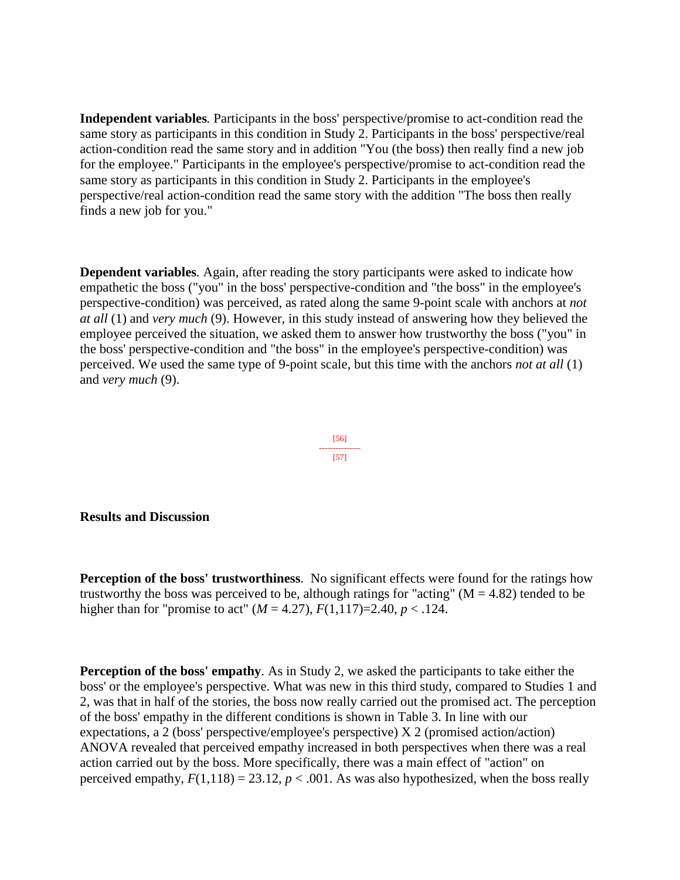**Independent variables**. Participants in the boss' perspective/promise to act-condition read the same story as participants in this condition in Study 2. Participants in the boss' perspective/real action-condition read the same story and in addition "You (the boss) then really find a new job for the employee." Participants in the employee's perspective/promise to act-condition read the same story as participants in this condition in Study 2. Participants in the employee's perspective/real action-condition read the same story with the addition "The boss then really finds a new job for you."

**Dependent variables**. Again, after reading the story participants were asked to indicate how empathetic the boss ("you" in the boss' perspective-condition and "the boss" in the employee's perspective-condition) was perceived, as rated along the same 9-point scale with anchors at *not at all* (1) and *very much* (9). However, in this study instead of answering how they believed the employee perceived the situation, we asked them to answer how trustworthy the boss ("you" in the boss' perspective-condition and "the boss" in the employee's perspective-condition) was perceived. We used the same type of 9-point scale, but this time with the anchors *not at all* (1) and *very much* (9).

[56]
---------------
[57]

**Results and Discussion**

**Perception of the boss' trustworthiness**. No significant effects were found for the ratings how trustworthy the boss was perceived to be, although ratings for "acting" ($M = 4.82$) tended to be higher than for "promise to act" ($M = 4.27$), $F(1,117)=2.40$, $p < .124$.

**Perception of the boss' empathy**. As in Study 2, we asked the participants to take either the boss' or the employee's perspective. What was new in this third study, compared to Studies 1 and 2, was that in half of the stories, the boss now really carried out the promised act. The perception of the boss' empathy in the different conditions is shown in Table 3. In line with our expectations, a 2 (boss' perspective/employee's perspective) X 2 (promised action/action) ANOVA revealed that perceived empathy increased in both perspectives when there was a real action carried out by the boss. More specifically, there was a main effect of "action" on perceived empathy, $F(1,118) = 23.12$, $p < .001$. As was also hypothesized, when the boss really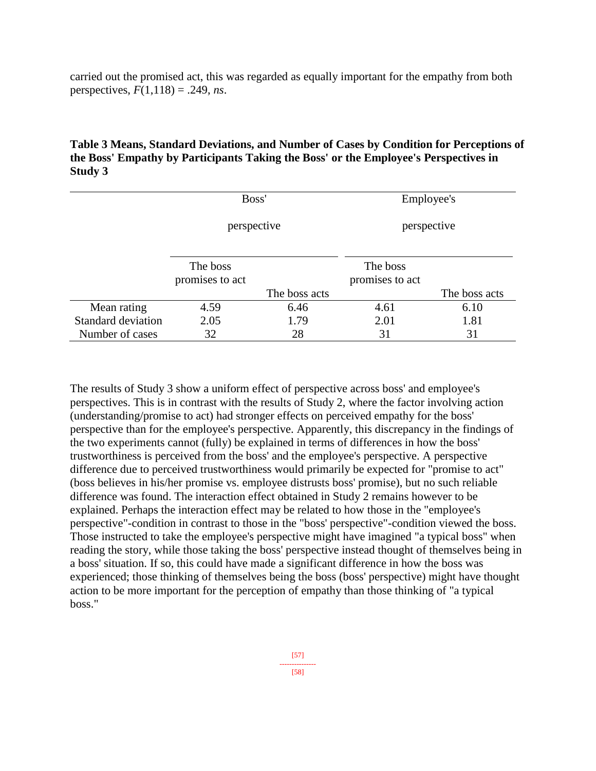carried out the promised act, this was regarded as equally important for the empathy from both perspectives, $F(1,118) = .249$, *ns*.

**Table 3 Means, Standard Deviations, and Number of Cases by Condition for Perceptions of the Boss' Empathy by Participants Taking the Boss' or the Employee's Perspectives in Study 3**

| | Boss' perspective | | Employee's perspective | |
|---|---|---|---|---|
| | The boss promises to act | The boss acts | The boss promises to act | The boss acts |
| Mean rating | 4.59 | 6.46 | 4.61 | 6.10 |
| Standard deviation | 2.05 | 1.79 | 2.01 | 1.81 |
| Number of cases | 32 | 28 | 31 | 31 |

The results of Study 3 show a uniform effect of perspective across boss' and employee's perspectives. This is in contrast with the results of Study 2, where the factor involving action (understanding/promise to act) had stronger effects on perceived empathy for the boss' perspective than for the employee's perspective. Apparently, this discrepancy in the findings of the two experiments cannot (fully) be explained in terms of differences in how the boss' trustworthiness is perceived from the boss' and the employee's perspective. A perspective difference due to perceived trustworthiness would primarily be expected for "promise to act" (boss believes in his/her promise vs. employee distrusts boss' promise), but no such reliable difference was found. The interaction effect obtained in Study 2 remains however to be explained. Perhaps the interaction effect may be related to how those in the "employee's perspective"-condition in contrast to those in the "boss' perspective"-condition viewed the boss. Those instructed to take the employee's perspective might have imagined "a typical boss" when reading the story, while those taking the boss' perspective instead thought of themselves being in a boss' situation. If so, this could have made a significant difference in how the boss was experienced; those thinking of themselves being the boss (boss' perspective) might have thought action to be more important for the perception of empathy than those thinking of "a typical boss."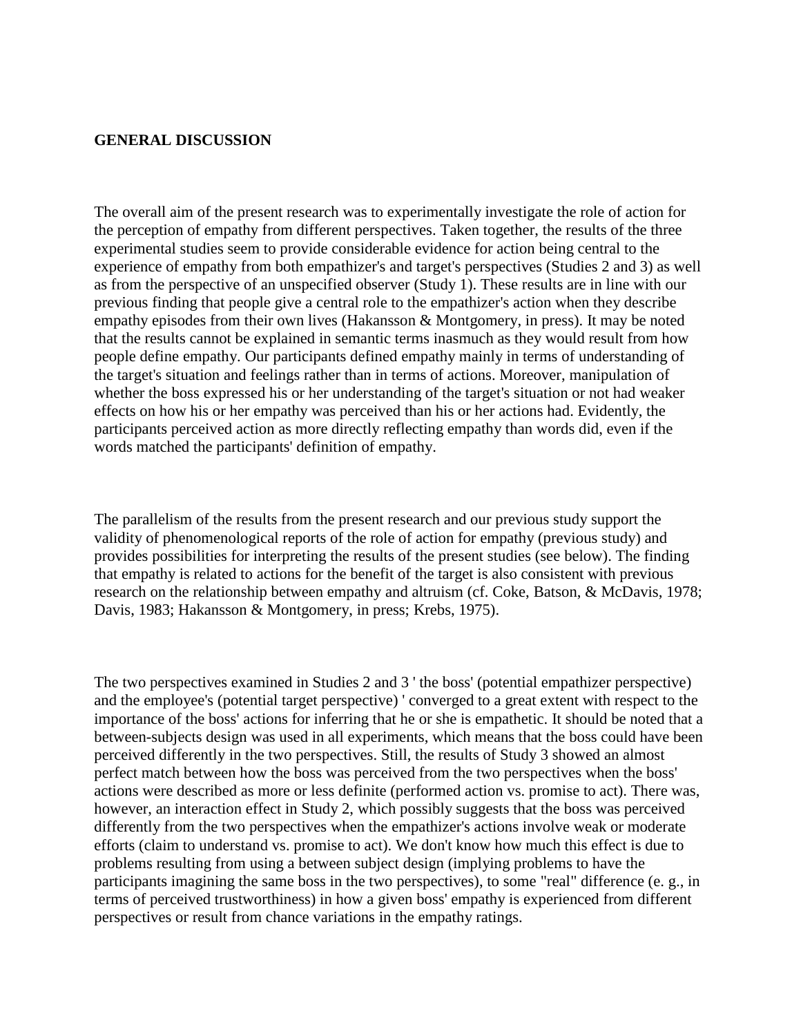## GENERAL DISCUSSION

The overall aim of the present research was to experimentally investigate the role of action for the perception of empathy from different perspectives. Taken together, the results of the three experimental studies seem to provide considerable evidence for action being central to the experience of empathy from both empathizer's and target's perspectives (Studies 2 and 3) as well as from the perspective of an unspecified observer (Study 1). These results are in line with our previous finding that people give a central role to the empathizer's action when they describe empathy episodes from their own lives (Hakansson & Montgomery, in press). It may be noted that the results cannot be explained in semantic terms inasmuch as they would result from how people define empathy. Our participants defined empathy mainly in terms of understanding of the target's situation and feelings rather than in terms of actions. Moreover, manipulation of whether the boss expressed his or her understanding of the target's situation or not had weaker effects on how his or her empathy was perceived than his or her actions had. Evidently, the participants perceived action as more directly reflecting empathy than words did, even if the words matched the participants' definition of empathy.

The parallelism of the results from the present research and our previous study support the validity of phenomenological reports of the role of action for empathy (previous study) and provides possibilities for interpreting the results of the present studies (see below). The finding that empathy is related to actions for the benefit of the target is also consistent with previous research on the relationship between empathy and altruism (cf. Coke, Batson, & McDavis, 1978; Davis, 1983; Hakansson & Montgomery, in press; Krebs, 1975).

The two perspectives examined in Studies 2 and 3 ' the boss' (potential empathizer perspective) and the employee's (potential target perspective) ' converged to a great extent with respect to the importance of the boss' actions for inferring that he or she is empathetic. It should be noted that a between-subjects design was used in all experiments, which means that the boss could have been perceived differently in the two perspectives. Still, the results of Study 3 showed an almost perfect match between how the boss was perceived from the two perspectives when the boss' actions were described as more or less definite (performed action vs. promise to act). There was, however, an interaction effect in Study 2, which possibly suggests that the boss was perceived differently from the two perspectives when the empathizer's actions involve weak or moderate efforts (claim to understand vs. promise to act). We don't know how much this effect is due to problems resulting from using a between subject design (implying problems to have the participants imagining the same boss in the two perspectives), to some "real" difference (e. g., in terms of perceived trustworthiness) in how a given boss' empathy is experienced from different perspectives or result from chance variations in the empathy ratings.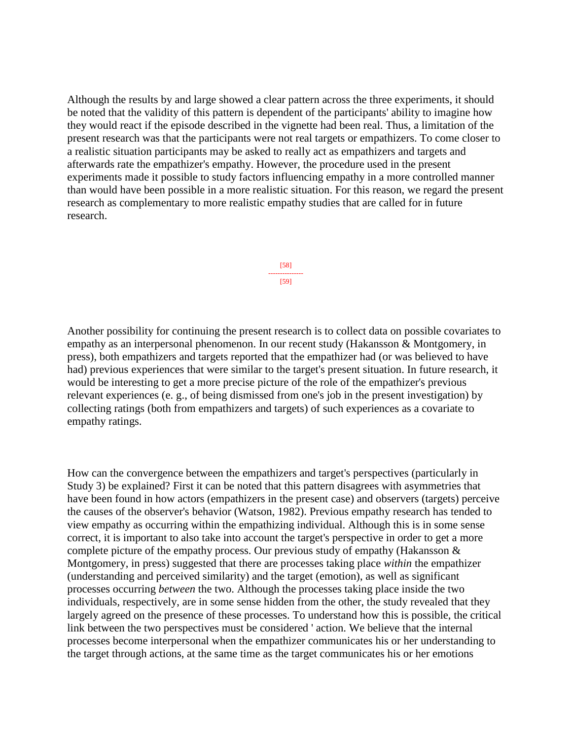Although the results by and large showed a clear pattern across the three experiments, it should be noted that the validity of this pattern is dependent of the participants' ability to imagine how they would react if the episode described in the vignette had been real. Thus, a limitation of the present research was that the participants were not real targets or empathizers. To come closer to a realistic situation participants may be asked to really act as empathizers and targets and afterwards rate the empathizer's empathy. However, the procedure used in the present experiments made it possible to study factors influencing empathy in a more controlled manner than would have been possible in a more realistic situation. For this reason, we regard the present research as complementary to more realistic empathy studies that are called for in future research.

Another possibility for continuing the present research is to collect data on possible covariates to empathy as an interpersonal phenomenon. In our recent study (Hakansson & Montgomery, in press), both empathizers and targets reported that the empathizer had (or was believed to have had) previous experiences that were similar to the target's present situation. In future research, it would be interesting to get a more precise picture of the role of the empathizer's previous relevant experiences (e. g., of being dismissed from one's job in the present investigation) by collecting ratings (both from empathizers and targets) of such experiences as a covariate to empathy ratings.

How can the convergence between the empathizers and target's perspectives (particularly in Study 3) be explained? First it can be noted that this pattern disagrees with asymmetries that have been found in how actors (empathizers in the present case) and observers (targets) perceive the causes of the observer's behavior (Watson, 1982). Previous empathy research has tended to view empathy as occurring within the empathizing individual. Although this is in some sense correct, it is important to also take into account the target's perspective in order to get a more complete picture of the empathy process. Our previous study of empathy (Hakansson & Montgomery, in press) suggested that there are processes taking place *within* the empathizer (understanding and perceived similarity) and the target (emotion), as well as significant processes occurring *between* the two. Although the processes taking place inside the two individuals, respectively, are in some sense hidden from the other, the study revealed that they largely agreed on the presence of these processes. To understand how this is possible, the critical link between the two perspectives must be considered ' action. We believe that the internal processes become interpersonal when the empathizer communicates his or her understanding to the target through actions, at the same time as the target communicates his or her emotions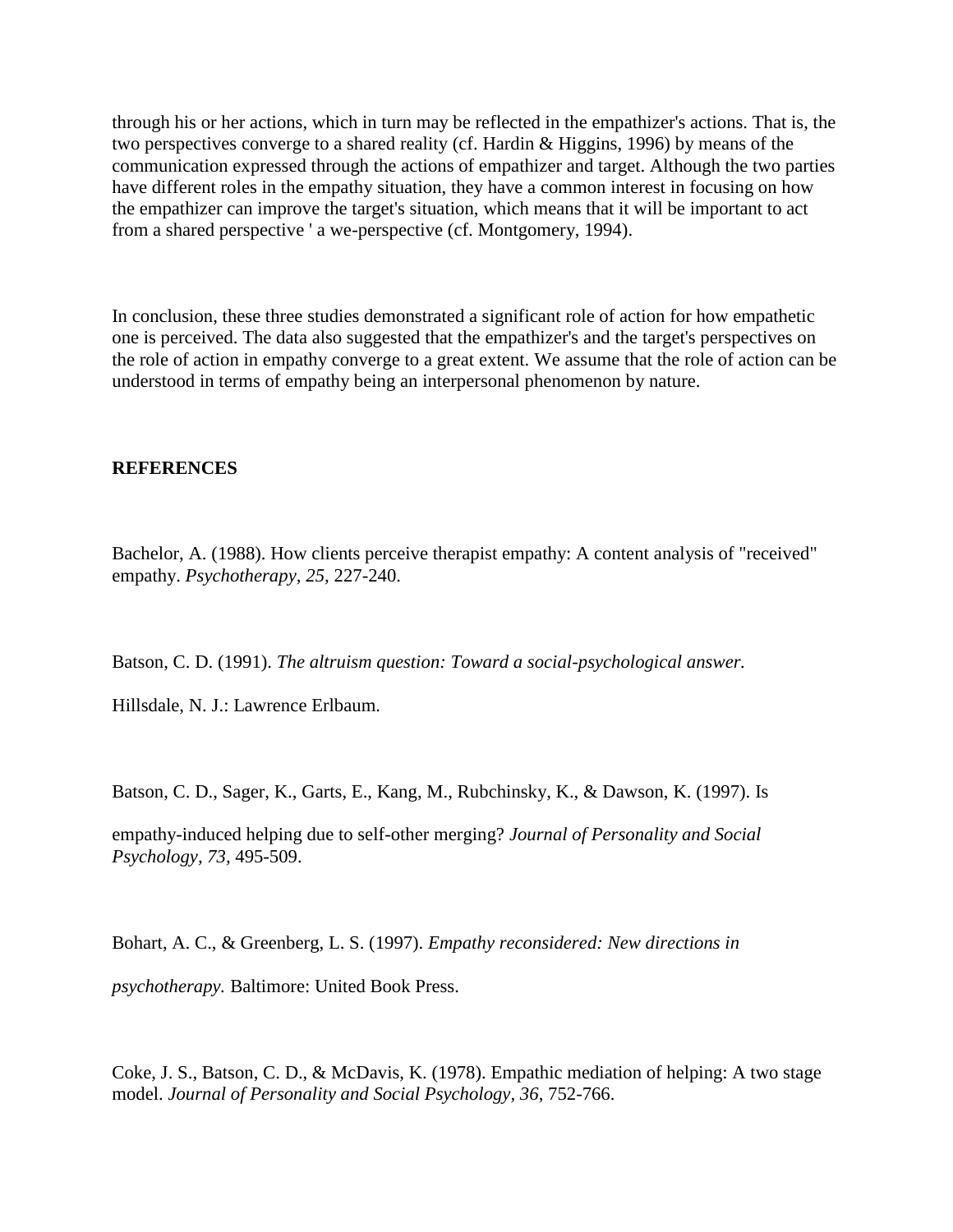through his or her actions, which in turn may be reflected in the empathizer's actions. That is, the two perspectives converge to a shared reality (cf. Hardin & Higgins, 1996) by means of the communication expressed through the actions of empathizer and target. Although the two parties have different roles in the empathy situation, they have a common interest in focusing on how the empathizer can improve the target's situation, which means that it will be important to act from a shared perspective ' a we-perspective (cf. Montgomery, 1994).

In conclusion, these three studies demonstrated a significant role of action for how empathetic one is perceived. The data also suggested that the empathizer's and the target's perspectives on the role of action in empathy converge to a great extent. We assume that the role of action can be understood in terms of empathy being an interpersonal phenomenon by nature.

**REFERENCES**

Bachelor, A. (1988). How clients perceive therapist empathy: A content analysis of "received" empathy. *Psychotherapy, 25,* 227-240.

Batson, C. D. (1991). *The altruism question: Toward a social-psychological answer.*

Hillsdale, N. J.: Lawrence Erlbaum.

Batson, C. D., Sager, K., Garts, E., Kang, M., Rubchinsky, K., & Dawson, K. (1997). Is

empathy-induced helping due to self-other merging? *Journal of Personality and Social Psychology, 73,* 495-509.

Bohart, A. C., & Greenberg, L. S. (1997). *Empathy reconsidered: New directions in*

*psychotherapy.* Baltimore: United Book Press.

Coke, J. S., Batson, C. D., & McDavis, K. (1978). Empathic mediation of helping: A two stage model. *Journal of Personality and Social Psychology, 36,* 752-766.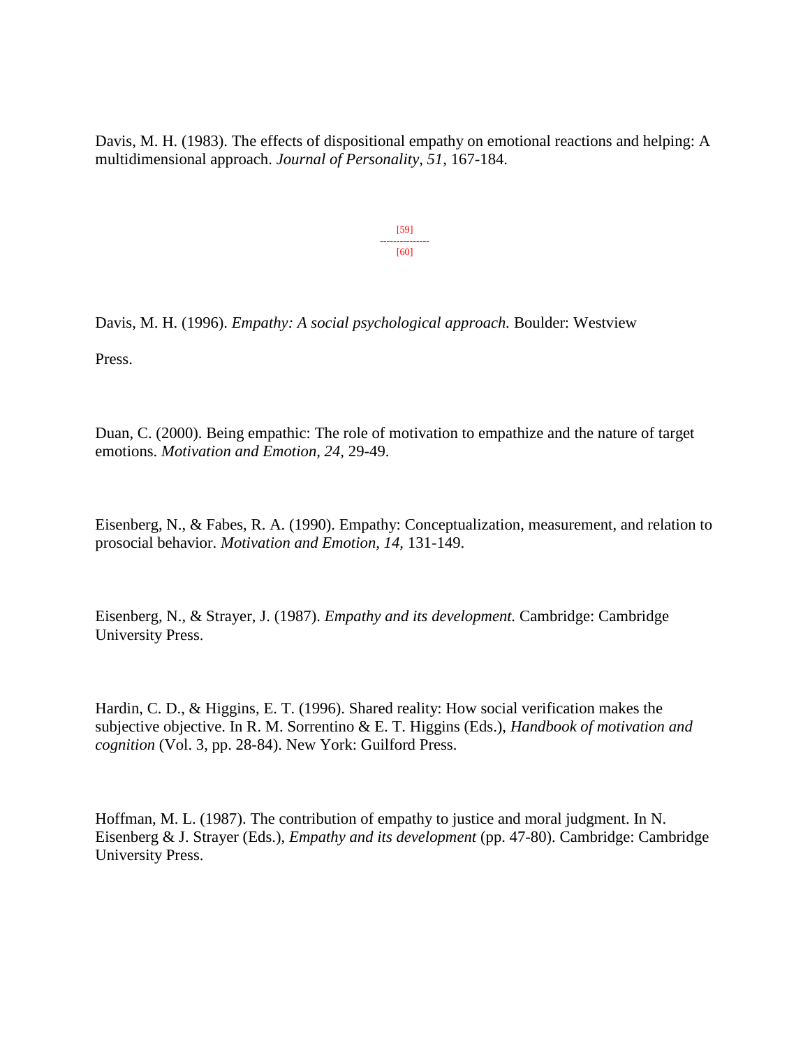Davis, M. H. (1983). The effects of dispositional empathy on emotional reactions and helping: A multidimensional approach. *Journal of Personality, 51*, 167-184.

Davis, M. H. (1996). *Empathy: A social psychological approach.* Boulder: Westview Press.

Duan, C. (2000). Being empathic: The role of motivation to empathize and the nature of target emotions. *Motivation and Emotion, 24,* 29-49.

Eisenberg, N., & Fabes, R. A. (1990). Empathy: Conceptualization, measurement, and relation to prosocial behavior. *Motivation and Emotion, 14,* 131-149.

Eisenberg, N., & Strayer, J. (1987). *Empathy and its development.* Cambridge: Cambridge University Press.

Hardin, C. D., & Higgins, E. T. (1996). Shared reality: How social verification makes the subjective objective. In R. M. Sorrentino & E. T. Higgins (Eds.), *Handbook of motivation and cognition* (Vol. 3, pp. 28-84). New York: Guilford Press.

Hoffman, M. L. (1987). The contribution of empathy to justice and moral judgment. In N. Eisenberg & J. Strayer (Eds.), *Empathy and its development* (pp. 47-80). Cambridge: Cambridge University Press.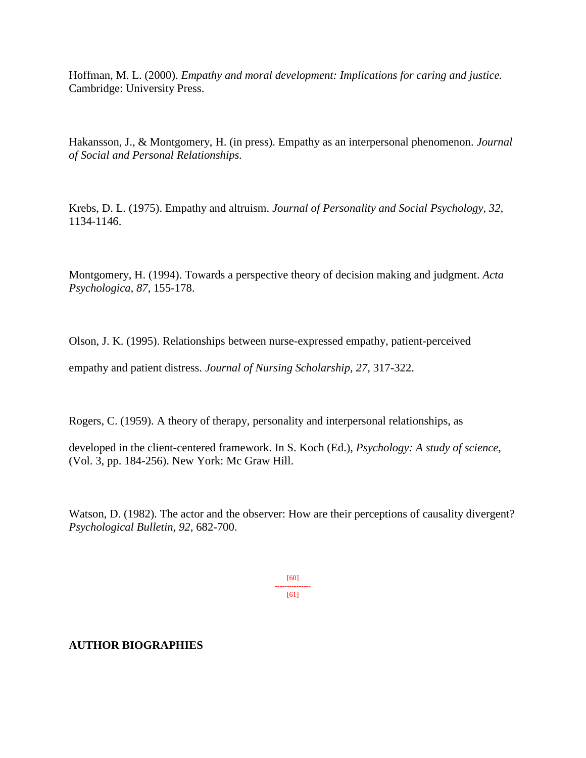Hoffman, M. L. (2000). *Empathy and moral development: Implications for caring and justice.* Cambridge: University Press.

Hakansson, J., & Montgomery, H. (in press). Empathy as an interpersonal phenomenon. *Journal of Social and Personal Relationships.*

Krebs, D. L. (1975). Empathy and altruism. *Journal of Personality and Social Psychology, 32,* 1134-1146.

Montgomery, H. (1994). Towards a perspective theory of decision making and judgment. *Acta Psychologica, 87,* 155-178.

Olson, J. K. (1995). Relationships between nurse-expressed empathy, patient-perceived empathy and patient distress. *Journal of Nursing Scholarship, 27,* 317-322.

Rogers, C. (1959). A theory of therapy, personality and interpersonal relationships, as developed in the client-centered framework. In S. Koch (Ed.), *Psychology: A study of science,* (Vol. 3, pp. 184-256). New York: Mc Graw Hill.

Watson, D. (1982). The actor and the observer: How are their perceptions of causality divergent? *Psychological Bulletin, 92,* 682-700.

[60]
---------------
[61]

**AUTHOR BIOGRAPHIES**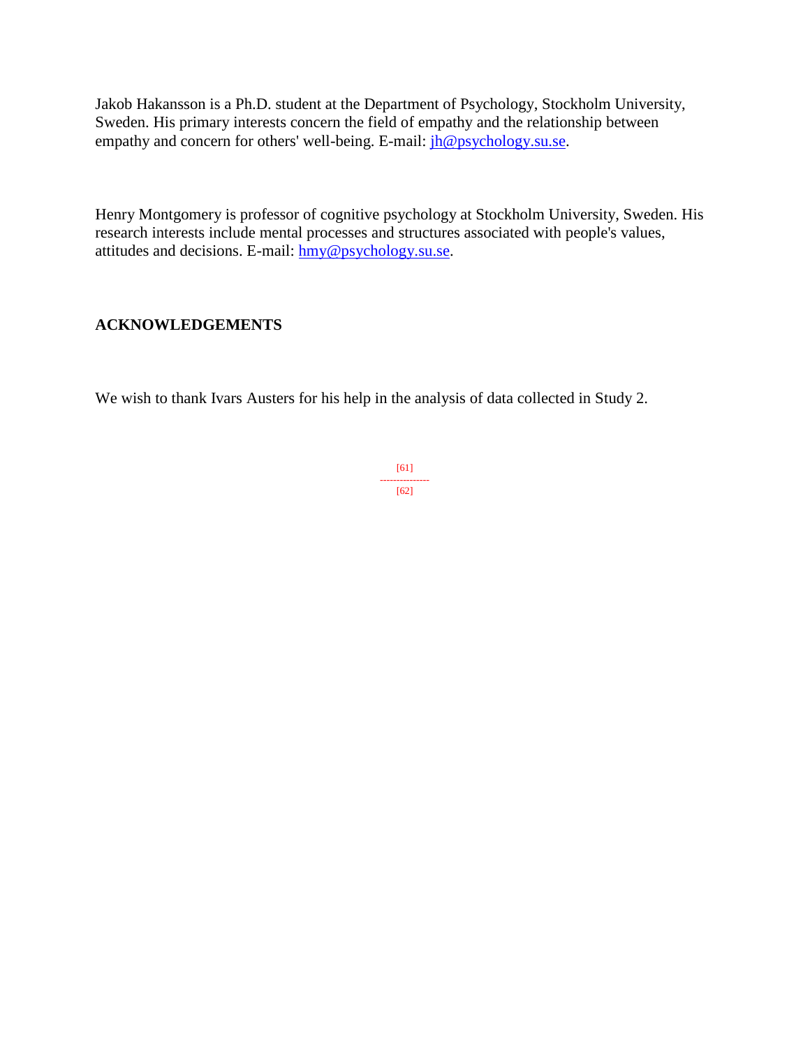Jakob Hakansson is a Ph.D. student at the Department of Psychology, Stockholm University, Sweden. His primary interests concern the field of empathy and the relationship between empathy and concern for others' well-being. E-mail: jh@psychology.su.se.

Henry Montgomery is professor of cognitive psychology at Stockholm University, Sweden. His research interests include mental processes and structures associated with people's values, attitudes and decisions. E-mail: hmy@psychology.su.se.

## ACKNOWLEDGEMENTS

We wish to thank Ivars Austers for his help in the analysis of data collected in Study 2.